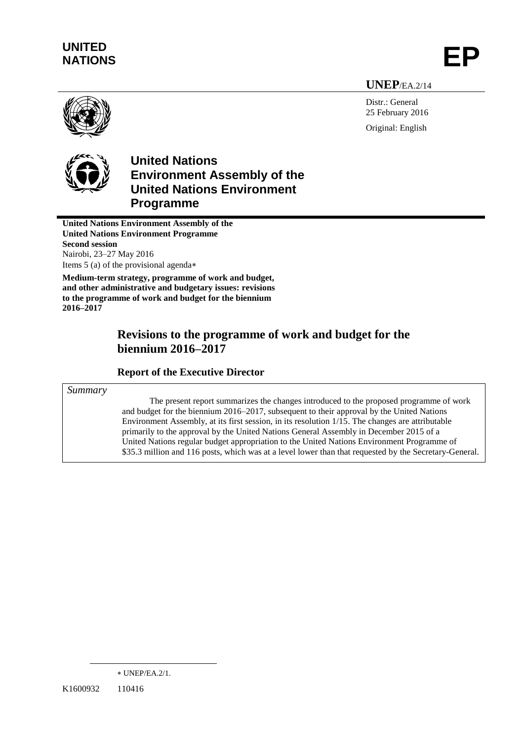**UNITED NATIONS**

**EP**

**UNEP**/EA.2/14

Distr.: General
25 February 2016

Original: English

# United Nations Environment Assembly of the United Nations Environment Programme

**United Nations Environment Assembly of the United Nations Environment Programme**
**Second session**
Nairobi, 23–27 May 2016
Items 5 (a) of the provisional agenda*

**Medium-term strategy, programme of work and budget, and other administrative and budgetary issues: revisions to the programme of work and budget for the biennium 2016–2017**

## Revisions to the programme of work and budget for the biennium 2016–2017

### Report of the Executive Director

*Summary*

The present report summarizes the changes introduced to the proposed programme of work and budget for the biennium 2016–2017, subsequent to their approval by the United Nations Environment Assembly, at its first session, in its resolution 1/15. The changes are attributable primarily to the approval by the United Nations General Assembly in December 2015 of a United Nations regular budget appropriation to the United Nations Environment Programme of $35.3 million and 116 posts, which was at a level lower than that requested by the Secretary-General.

* UNEP/EA.2/1.

K1600932 110416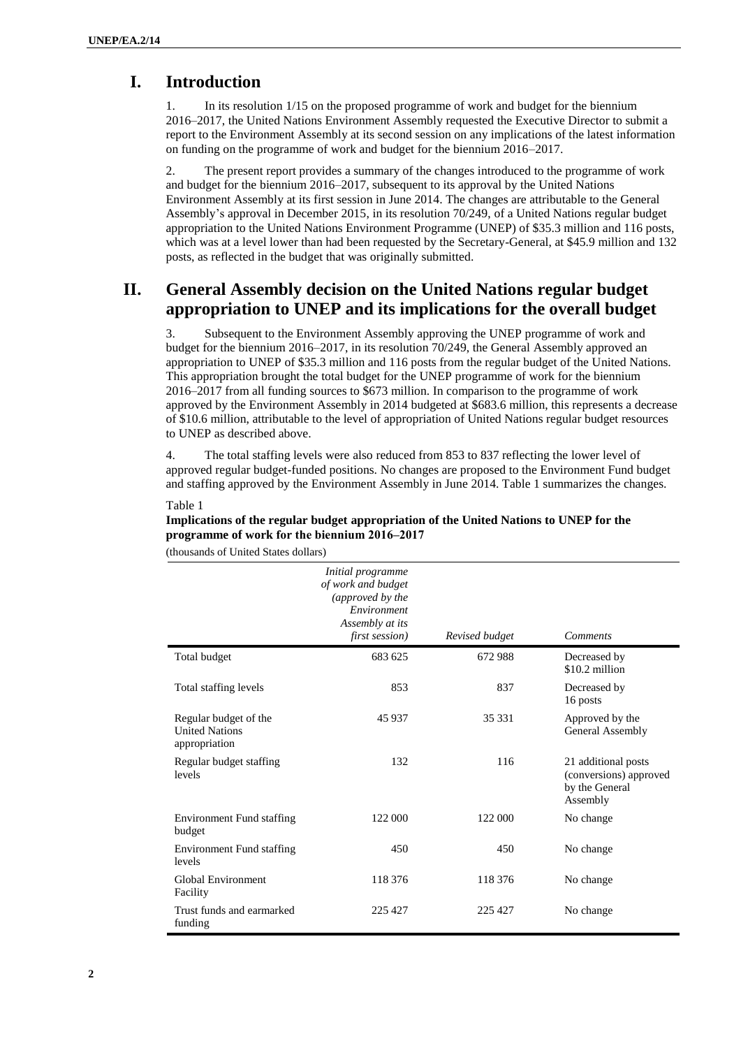# I. Introduction

1. In its resolution 1/15 on the proposed programme of work and budget for the biennium 2016–2017, the United Nations Environment Assembly requested the Executive Director to submit a report to the Environment Assembly at its second session on any implications of the latest information on funding on the programme of work and budget for the biennium 2016–2017.

2. The present report provides a summary of the changes introduced to the programme of work and budget for the biennium 2016–2017, subsequent to its approval by the United Nations Environment Assembly at its first session in June 2014. The changes are attributable to the General Assembly's approval in December 2015, in its resolution 70/249, of a United Nations regular budget appropriation to the United Nations Environment Programme (UNEP) of $35.3 million and 116 posts, which was at a level lower than had been requested by the Secretary-General, at $45.9 million and 132 posts, as reflected in the budget that was originally submitted.

# II. General Assembly decision on the United Nations regular budget appropriation to UNEP and its implications for the overall budget

3. Subsequent to the Environment Assembly approving the UNEP programme of work and budget for the biennium 2016–2017, in its resolution 70/249, the General Assembly approved an appropriation to UNEP of $35.3 million and 116 posts from the regular budget of the United Nations. This appropriation brought the total budget for the UNEP programme of work for the biennium 2016–2017 from all funding sources to $673 million. In comparison to the programme of work approved by the Environment Assembly in 2014 budgeted at $683.6 million, this represents a decrease of $10.6 million, attributable to the level of appropriation of United Nations regular budget resources to UNEP as described above.

4. The total staffing levels were also reduced from 853 to 837 reflecting the lower level of approved regular budget-funded positions. No changes are proposed to the Environment Fund budget and staffing approved by the Environment Assembly in June 2014. Table 1 summarizes the changes.

Table 1

**Implications of the regular budget appropriation of the United Nations to UNEP for the programme of work for the biennium 2016–2017**

(thousands of United States dollars)

| | *Initial programme of work and budget (approved by the Environment Assembly at its first session)* | *Revised budget* | *Comments* |
|---|---|---|---|
| Total budget | 683 625 | 672 988 | Decreased by $10.2 million |
| Total staffing levels | 853 | 837 | Decreased by 16 posts |
| Regular budget of the United Nations appropriation | 45 937 | 35 331 | Approved by the General Assembly |
| Regular budget staffing levels | 132 | 116 | 21 additional posts (conversions) approved by the General Assembly |
| Environment Fund staffing budget | 122 000 | 122 000 | No change |
| Environment Fund staffing levels | 450 | 450 | No change |
| Global Environment Facility | 118 376 | 118 376 | No change |
| Trust funds and earmarked funding | 225 427 | 225 427 | No change |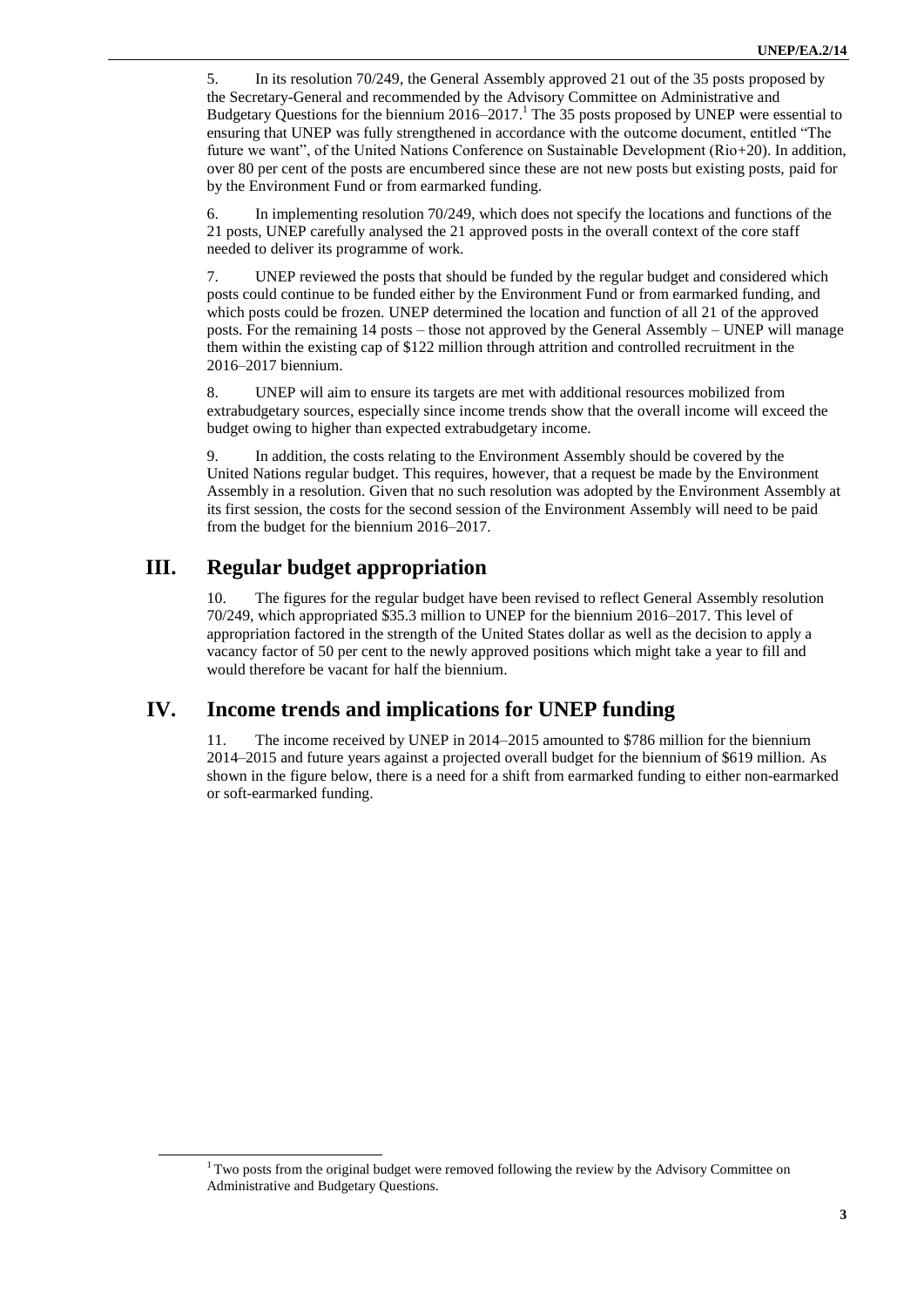5. In its resolution 70/249, the General Assembly approved 21 out of the 35 posts proposed by the Secretary-General and recommended by the Advisory Committee on Administrative and Budgetary Questions for the biennium 2016–2017.[1] The 35 posts proposed by UNEP were essential to ensuring that UNEP was fully strengthened in accordance with the outcome document, entitled "The future we want", of the United Nations Conference on Sustainable Development (Rio+20). In addition, over 80 per cent of the posts are encumbered since these are not new posts but existing posts, paid for by the Environment Fund or from earmarked funding.

6. In implementing resolution 70/249, which does not specify the locations and functions of the 21 posts, UNEP carefully analysed the 21 approved posts in the overall context of the core staff needed to deliver its programme of work.

7. UNEP reviewed the posts that should be funded by the regular budget and considered which posts could continue to be funded either by the Environment Fund or from earmarked funding, and which posts could be frozen. UNEP determined the location and function of all 21 of the approved posts. For the remaining 14 posts – those not approved by the General Assembly – UNEP will manage them within the existing cap of $122 million through attrition and controlled recruitment in the 2016–2017 biennium.

8. UNEP will aim to ensure its targets are met with additional resources mobilized from extrabudgetary sources, especially since income trends show that the overall income will exceed the budget owing to higher than expected extrabudgetary income.

9. In addition, the costs relating to the Environment Assembly should be covered by the United Nations regular budget. This requires, however, that a request be made by the Environment Assembly in a resolution. Given that no such resolution was adopted by the Environment Assembly at its first session, the costs for the second session of the Environment Assembly will need to be paid from the budget for the biennium 2016–2017.

## III. Regular budget appropriation

10. The figures for the regular budget have been revised to reflect General Assembly resolution 70/249, which appropriated $35.3 million to UNEP for the biennium 2016–2017. This level of appropriation factored in the strength of the United States dollar as well as the decision to apply a vacancy factor of 50 per cent to the newly approved positions which might take a year to fill and would therefore be vacant for half the biennium.

## IV. Income trends and implications for UNEP funding

11. The income received by UNEP in 2014–2015 amounted to $786 million for the biennium 2014–2015 and future years against a projected overall budget for the biennium of $619 million. As shown in the figure below, there is a need for a shift from earmarked funding to either non-earmarked or soft-earmarked funding.

[1] Two posts from the original budget were removed following the review by the Advisory Committee on Administrative and Budgetary Questions.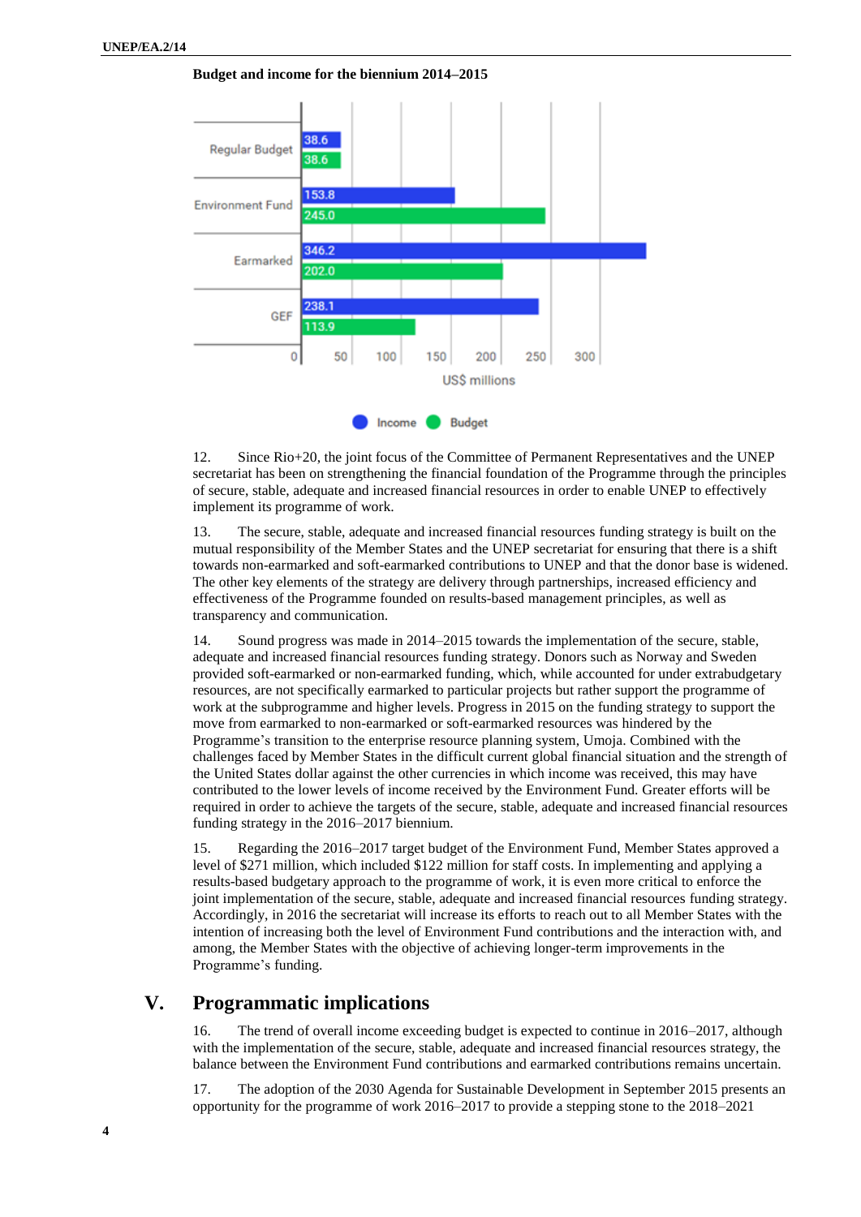**Budget and income for the biennium 2014–2015**

| | Income | Budget |
|---|---|---|
| Regular Budget | 38.6 | 38.6 |
| Environment Fund | 153.8 | 245.0 |
| Earmarked | 346.2 | 202.0 |
| GEF | 238.1 | 113.9 |

US$ millions

12. Since Rio+20, the joint focus of the Committee of Permanent Representatives and the UNEP secretariat has been on strengthening the financial foundation of the Programme through the principles of secure, stable, adequate and increased financial resources in order to enable UNEP to effectively implement its programme of work.

13. The secure, stable, adequate and increased financial resources funding strategy is built on the mutual responsibility of the Member States and the UNEP secretariat for ensuring that there is a shift towards non-earmarked and soft-earmarked contributions to UNEP and that the donor base is widened. The other key elements of the strategy are delivery through partnerships, increased efficiency and effectiveness of the Programme founded on results-based management principles, as well as transparency and communication.

14. Sound progress was made in 2014–2015 towards the implementation of the secure, stable, adequate and increased financial resources funding strategy. Donors such as Norway and Sweden provided soft-earmarked or non-earmarked funding, which, while accounted for under extrabudgetary resources, are not specifically earmarked to particular projects but rather support the programme of work at the subprogramme and higher levels. Progress in 2015 on the funding strategy to support the move from earmarked to non-earmarked or soft-earmarked resources was hindered by the Programme's transition to the enterprise resource planning system, Umoja. Combined with the challenges faced by Member States in the difficult current global financial situation and the strength of the United States dollar against the other currencies in which income was received, this may have contributed to the lower levels of income received by the Environment Fund. Greater efforts will be required in order to achieve the targets of the secure, stable, adequate and increased financial resources funding strategy in the 2016–2017 biennium.

15. Regarding the 2016–2017 target budget of the Environment Fund, Member States approved a level of $271 million, which included $122 million for staff costs. In implementing and applying a results-based budgetary approach to the programme of work, it is even more critical to enforce the joint implementation of the secure, stable, adequate and increased financial resources funding strategy. Accordingly, in 2016 the secretariat will increase its efforts to reach out to all Member States with the intention of increasing both the level of Environment Fund contributions and the interaction with, and among, the Member States with the objective of achieving longer-term improvements in the Programme's funding.

# V. Programmatic implications

16. The trend of overall income exceeding budget is expected to continue in 2016–2017, although with the implementation of the secure, stable, adequate and increased financial resources strategy, the balance between the Environment Fund contributions and earmarked contributions remains uncertain.

17. The adoption of the 2030 Agenda for Sustainable Development in September 2015 presents an opportunity for the programme of work 2016–2017 to provide a stepping stone to the 2018–2021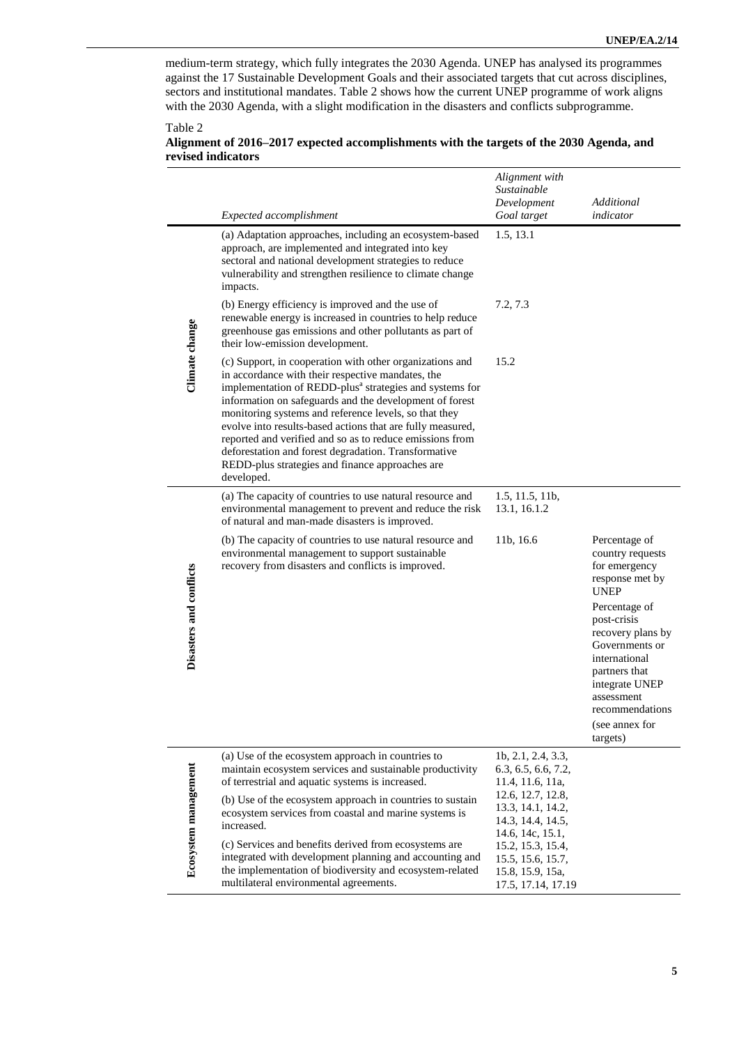medium-term strategy, which fully integrates the 2030 Agenda. UNEP has analysed its programmes against the 17 Sustainable Development Goals and their associated targets that cut across disciplines, sectors and institutional mandates. Table 2 shows how the current UNEP programme of work aligns with the 2030 Agenda, with a slight modification in the disasters and conflicts subprogramme.

Table 2
**Alignment of 2016–2017 expected accomplishments with the targets of the 2030 Agenda, and revised indicators**

| | *Expected accomplishment* | *Alignment with Sustainable Development Goal target* | *Additional indicator* |
|---|---|---|---|
| **Climate change** | (a) Adaptation approaches, including an ecosystem-based approach, are implemented and integrated into key sectoral and national development strategies to reduce vulnerability and strengthen resilience to climate change impacts. | 1.5, 13.1 | |
| | (b) Energy efficiency is improved and the use of renewable energy is increased in countries to help reduce greenhouse gas emissions and other pollutants as part of their low-emission development. | 7.2, 7.3 | |
| | (c) Support, in cooperation with other organizations and in accordance with their respective mandates, the implementation of REDD-plus[a] strategies and systems for information on safeguards and the development of forest monitoring systems and reference levels, so that they evolve into results-based actions that are fully measured, reported and verified and so as to reduce emissions from deforestation and forest degradation. Transformative REDD-plus strategies and finance approaches are developed. | 15.2 | |
| **Disasters and conflicts** | (a) The capacity of countries to use natural resource and environmental management to prevent and reduce the risk of natural and man-made disasters is improved. | 1.5, 11.5, 11b, 13.1, 16.1.2 | |
| | (b) The capacity of countries to use natural resource and environmental management to support sustainable recovery from disasters and conflicts is improved. | 11b, 16.6 | Percentage of country requests for emergency response met by UNEP<br><br>Percentage of post-crisis recovery plans by Governments or international partners that integrate UNEP assessment recommendations<br><br>(see annex for targets) |
| **Ecosystem management** | (a) Use of the ecosystem approach in countries to maintain ecosystem services and sustainable productivity of terrestrial and aquatic systems is increased.<br><br>(b) Use of the ecosystem approach in countries to sustain ecosystem services from coastal and marine systems is increased.<br><br>(c) Services and benefits derived from ecosystems are integrated with development planning and accounting and the implementation of biodiversity and ecosystem-related multilateral environmental agreements. | 1b, 2.1, 2.4, 3.3, 6.3, 6.5, 6.6, 7.2, 11.4, 11.6, 11a, 12.6, 12.7, 12.8, 13.3, 14.1, 14.2, 14.3, 14.4, 14.5, 14.6, 14c, 15.1, 15.2, 15.3, 15.4, 15.5, 15.6, 15.7, 15.8, 15.9, 15a, 17.5, 17.14, 17.19 | |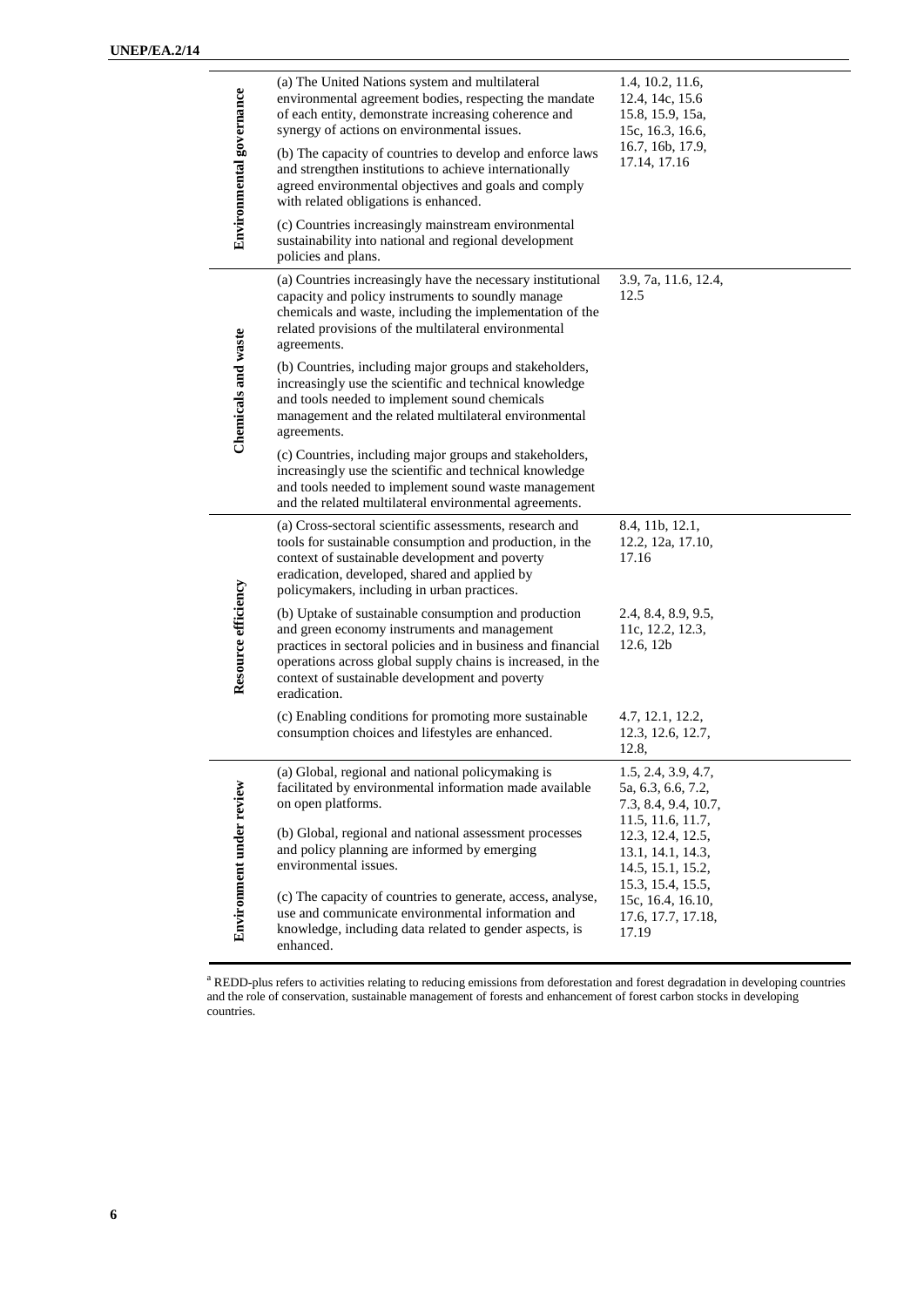| | | |
|---|---|---|
| **Environmental governance** | (a) The United Nations system and multilateral environmental agreement bodies, respecting the mandate of each entity, demonstrate increasing coherence and synergy of actions on environmental issues.<br><br>(b) The capacity of countries to develop and enforce laws and strengthen institutions to achieve internationally agreed environmental objectives and goals and comply with related obligations is enhanced.<br><br>(c) Countries increasingly mainstream environmental sustainability into national and regional development policies and plans. | 1.4, 10.2, 11.6, 12.4, 14c, 15.6 15.8, 15.9, 15a, 15c, 16.3, 16.6, 16.7, 16b, 17.9, 17.14, 17.16 |
| **Chemicals and waste** | (a) Countries increasingly have the necessary institutional capacity and policy instruments to soundly manage chemicals and waste, including the implementation of the related provisions of the multilateral environmental agreements.<br><br>(b) Countries, including major groups and stakeholders, increasingly use the scientific and technical knowledge and tools needed to implement sound chemicals management and the related multilateral environmental agreements.<br><br>(c) Countries, including major groups and stakeholders, increasingly use the scientific and technical knowledge and tools needed to implement sound waste management and the related multilateral environmental agreements. | 3.9, 7a, 11.6, 12.4, 12.5 |
| **Resource efficiency** | (a) Cross-sectoral scientific assessments, research and tools for sustainable consumption and production, in the context of sustainable development and poverty eradication, developed, shared and applied by policymakers, including in urban practices. | 8.4, 11b, 12.1, 12.2, 12a, 17.10, 17.16 |
| | (b) Uptake of sustainable consumption and production and green economy instruments and management practices in sectoral policies and in business and financial operations across global supply chains is increased, in the context of sustainable development and poverty eradication. | 2.4, 8.4, 8.9, 9.5, 11c, 12.2, 12.3, 12.6, 12b |
| | (c) Enabling conditions for promoting more sustainable consumption choices and lifestyles are enhanced. | 4.7, 12.1, 12.2, 12.3, 12.6, 12.7, 12.8, |
| **Environment under review** | (a) Global, regional and national policymaking is facilitated by environmental information made available on open platforms.<br><br>(b) Global, regional and national assessment processes and policy planning are informed by emerging environmental issues.<br><br>(c) The capacity of countries to generate, access, analyse, use and communicate environmental information and knowledge, including data related to gender aspects, is enhanced. | 1.5, 2.4, 3.9, 4.7, 5a, 6.3, 6.6, 7.2, 7.3, 8.4, 9.4, 10.7, 11.5, 11.6, 11.7, 12.3, 12.4, 12.5, 13.1, 14.1, 14.3, 14.5, 15.1, 15.2, 15.3, 15.4, 15.5, 15c, 16.4, 16.10, 17.6, 17.7, 17.18, 17.19 |

[a] REDD-plus refers to activities relating to reducing emissions from deforestation and forest degradation in developing countries and the role of conservation, sustainable management of forests and enhancement of forest carbon stocks in developing countries.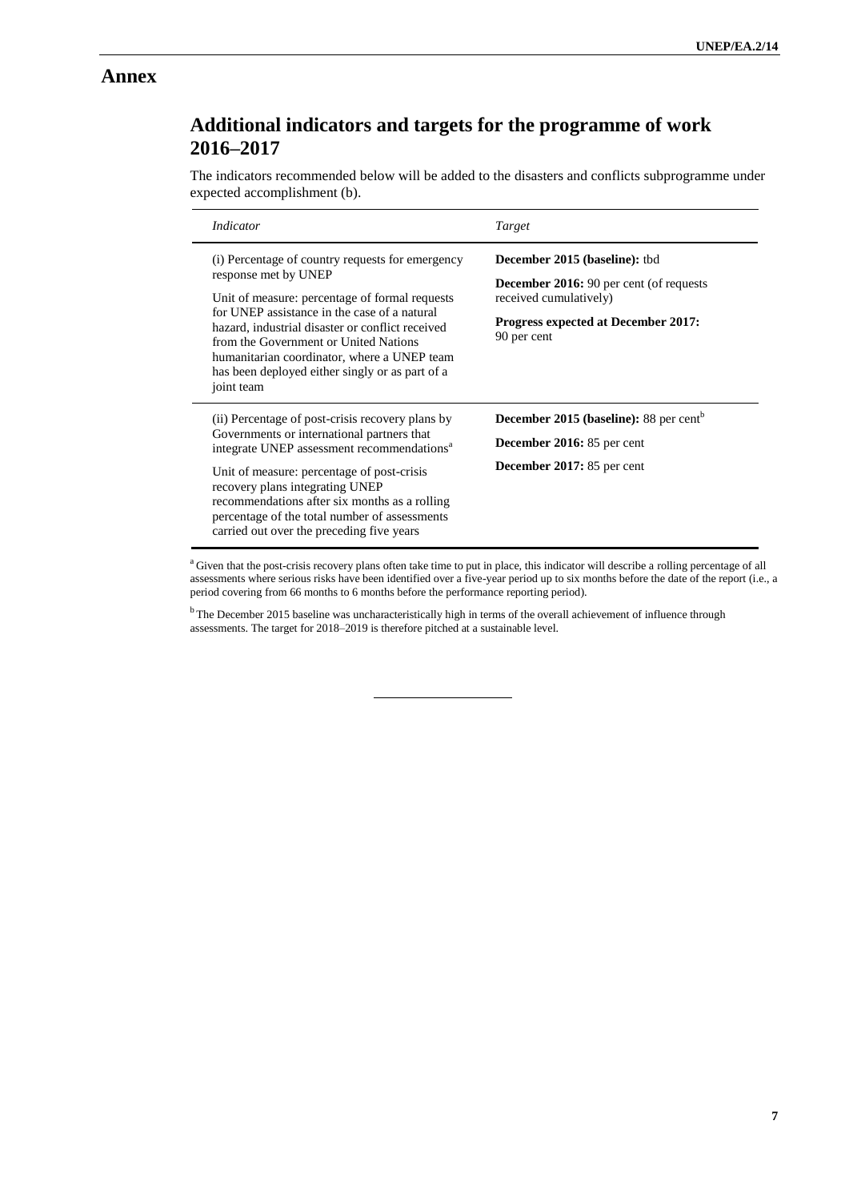# Annex

## Additional indicators and targets for the programme of work 2016–2017

The indicators recommended below will be added to the disasters and conflicts subprogramme under expected accomplishment (b).

| *Indicator* | *Target* |
|---|---|
| (i) Percentage of country requests for emergency response met by UNEP<br><br>Unit of measure: percentage of formal requests for UNEP assistance in the case of a natural hazard, industrial disaster or conflict received from the Government or United Nations humanitarian coordinator, where a UNEP team has been deployed either singly or as part of a joint team | **December 2015 (baseline):** tbd<br><br>**December 2016:** 90 per cent (of requests received cumulatively)<br><br>**Progress expected at December 2017:** 90 per cent |
| (ii) Percentage of post-crisis recovery plans by Governments or international partners that integrate UNEP assessment recommendations[a]<br><br>Unit of measure: percentage of post-crisis recovery plans integrating UNEP recommendations after six months as a rolling percentage of the total number of assessments carried out over the preceding five years | **December 2015 (baseline):** 88 per cent[b]<br><br>**December 2016:** 85 per cent<br><br>**December 2017:** 85 per cent |

[a] Given that the post-crisis recovery plans often take time to put in place, this indicator will describe a rolling percentage of all assessments where serious risks have been identified over a five-year period up to six months before the date of the report (i.e., a period covering from 66 months to 6 months before the performance reporting period).

[b] The December 2015 baseline was uncharacteristically high in terms of the overall achievement of influence through assessments. The target for 2018–2019 is therefore pitched at a sustainable level.